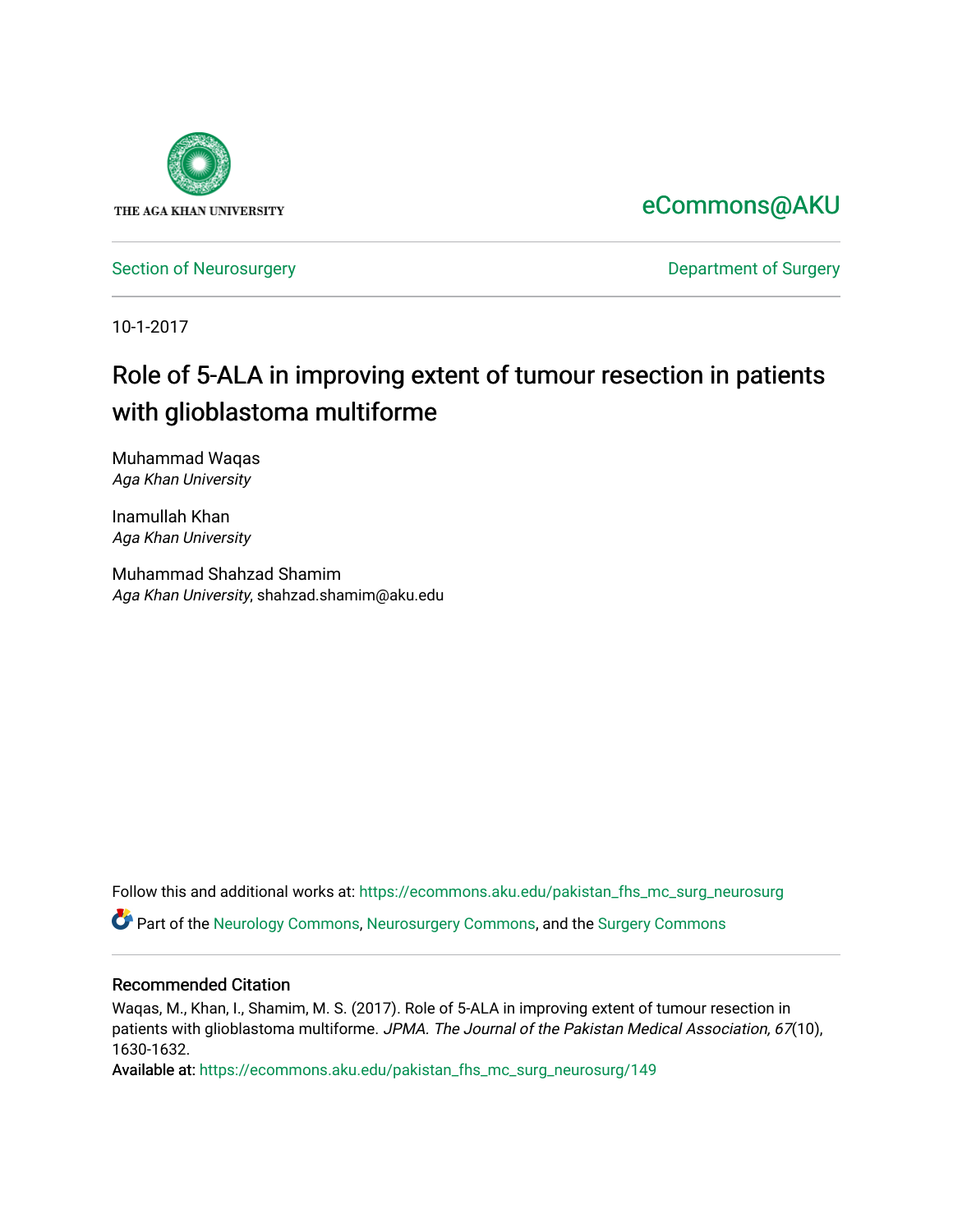THE AGA KHAN UNIVERSITY

eCommons@AKU

Section of Neurosurgery | Department of Surgery

10-1-2017

# Role of 5-ALA in improving extent of tumour resection in patients with glioblastoma multiforme

Muhammad Waqas
*Aga Khan University*

Inamullah Khan
*Aga Khan University*

Muhammad Shahzad Shamim
*Aga Khan University*, shahzad.shamim@aku.edu

Follow this and additional works at: https://ecommons.aku.edu/pakistan_fhs_mc_surg_neurosurg

Part of the Neurology Commons, Neurosurgery Commons, and the Surgery Commons

## Recommended Citation

Waqas, M., Khan, I., Shamim, M. S. (2017). Role of 5-ALA in improving extent of tumour resection in patients with glioblastoma multiforme. *JPMA. The Journal of the Pakistan Medical Association, 67*(10), 1630-1632.

Available at: https://ecommons.aku.edu/pakistan_fhs_mc_surg_neurosurg/149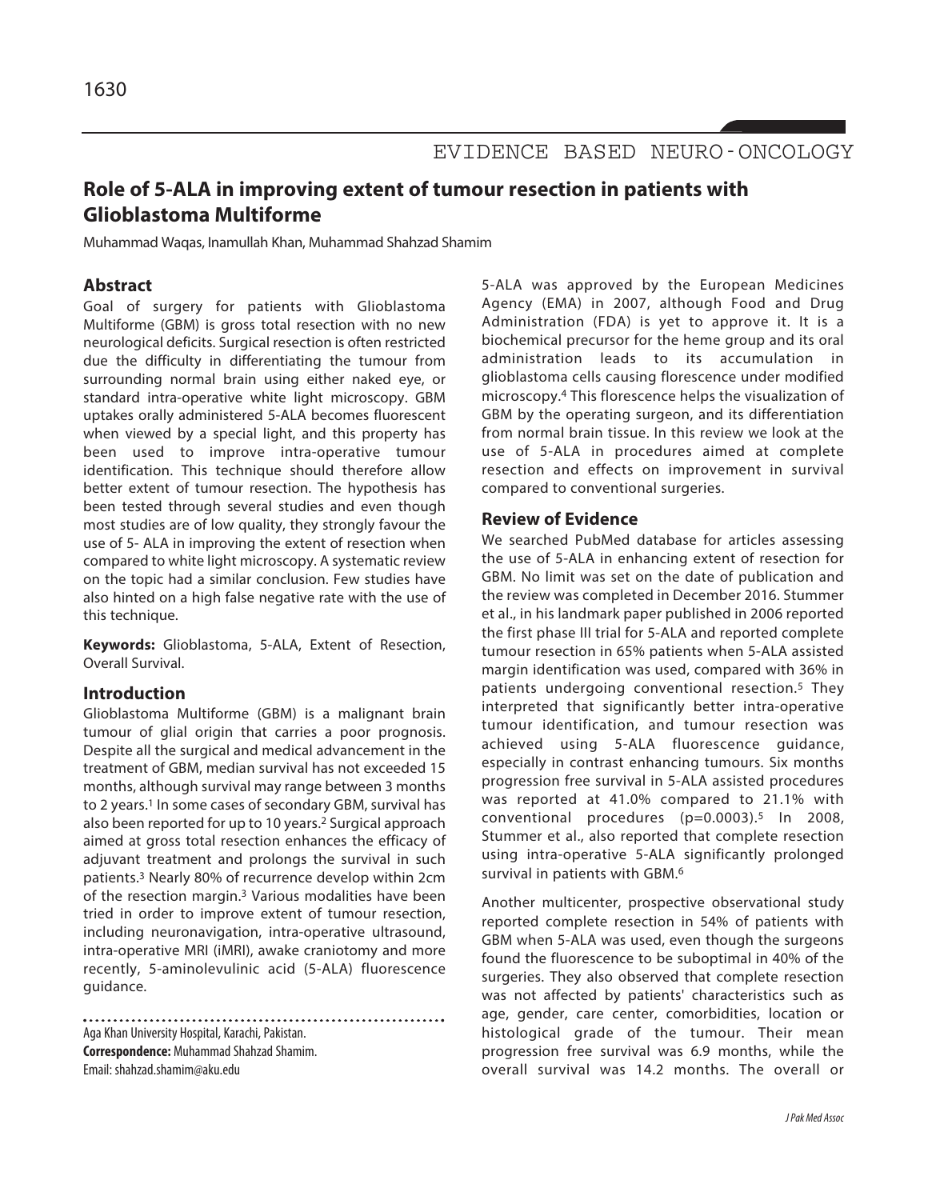# Role of 5-ALA in improving extent of tumour resection in patients with Glioblastoma Multiforme

Muhammad Waqas, Inamullah Khan, Muhammad Shahzad Shamim

## Abstract

Goal of surgery for patients with Glioblastoma Multiforme (GBM) is gross total resection with no new neurological deficits. Surgical resection is often restricted due the difficulty in differentiating the tumour from surrounding normal brain using either naked eye, or standard intra-operative white light microscopy. GBM uptakes orally administered 5-ALA becomes fluorescent when viewed by a special light, and this property has been used to improve intra-operative tumour identification. This technique should therefore allow better extent of tumour resection. The hypothesis has been tested through several studies and even though most studies are of low quality, they strongly favour the use of 5- ALA in improving the extent of resection when compared to white light microscopy. A systematic review on the topic had a similar conclusion. Few studies have also hinted on a high false negative rate with the use of this technique.

**Keywords:** Glioblastoma, 5-ALA, Extent of Resection, Overall Survival.

## Introduction

Glioblastoma Multiforme (GBM) is a malignant brain tumour of glial origin that carries a poor prognosis. Despite all the surgical and medical advancement in the treatment of GBM, median survival has not exceeded 15 months, although survival may range between 3 months to 2 years.[1] In some cases of secondary GBM, survival has also been reported for up to 10 years.[2] Surgical approach aimed at gross total resection enhances the efficacy of adjuvant treatment and prolongs the survival in such patients.[3] Nearly 80% of recurrence develop within 2cm of the resection margin.[3] Various modalities have been tried in order to improve extent of tumour resection, including neuronavigation, intra-operative ultrasound, intra-operative MRI (iMRI), awake craniotomy and more recently, 5-aminolevulinic acid (5-ALA) fluorescence guidance.

Aga Khan University Hospital, Karachi, Pakistan.

**Correspondence:** Muhammad Shahzad Shamim.
Email: shahzad.shamim@aku.edu

5-ALA was approved by the European Medicines Agency (EMA) in 2007, although Food and Drug Administration (FDA) is yet to approve it. It is a biochemical precursor for the heme group and its oral administration leads to its accumulation in glioblastoma cells causing florescence under modified microscopy.[4] This florescence helps the visualization of GBM by the operating surgeon, and its differentiation from normal brain tissue. In this review we look at the use of 5-ALA in procedures aimed at complete resection and effects on improvement in survival compared to conventional surgeries.

## Review of Evidence

We searched PubMed database for articles assessing the use of 5-ALA in enhancing extent of resection for GBM. No limit was set on the date of publication and the review was completed in December 2016. Stummer et al., in his landmark paper published in 2006 reported the first phase III trial for 5-ALA and reported complete tumour resection in 65% patients when 5-ALA assisted margin identification was used, compared with 36% in patients undergoing conventional resection.[5] They interpreted that significantly better intra-operative tumour identification, and tumour resection was achieved using 5-ALA fluorescence guidance, especially in contrast enhancing tumours. Six months progression free survival in 5-ALA assisted procedures was reported at 41.0% compared to 21.1% with conventional procedures ($p=0.0003$).[5] In 2008, Stummer et al., also reported that complete resection using intra-operative 5-ALA significantly prolonged survival in patients with GBM.[6]

Another multicenter, prospective observational study reported complete resection in 54% of patients with GBM when 5-ALA was used, even though the surgeons found the fluorescence to be suboptimal in 40% of the surgeries. They also observed that complete resection was not affected by patients' characteristics such as age, gender, care center, comorbidities, location or histological grade of the tumour. Their mean progression free survival was 6.9 months, while the overall survival was 14.2 months. The overall or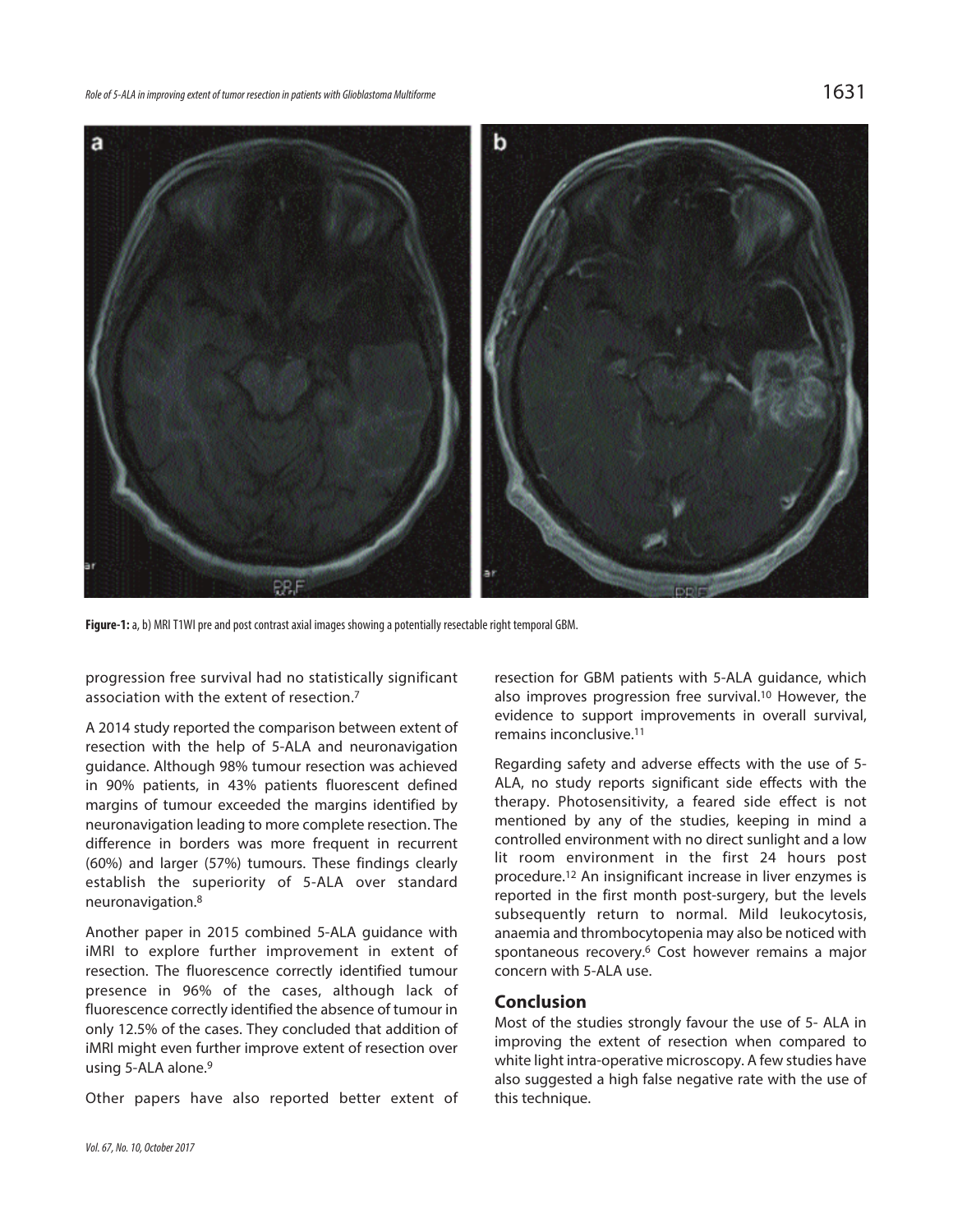Figure-1: a, b) MRI T1WI pre and post contrast axial images showing a potentially resectable right temporal GBM.

progression free survival had no statistically significant association with the extent of resection.[7]

A 2014 study reported the comparison between extent of resection with the help of 5-ALA and neuronavigation guidance. Although 98% tumour resection was achieved in 90% patients, in 43% patients fluorescent defined margins of tumour exceeded the margins identified by neuronavigation leading to more complete resection. The difference in borders was more frequent in recurrent (60%) and larger (57%) tumours. These findings clearly establish the superiority of 5-ALA over standard neuronavigation.[8]

Another paper in 2015 combined 5-ALA guidance with iMRI to explore further improvement in extent of resection. The fluorescence correctly identified tumour presence in 96% of the cases, although lack of fluorescence correctly identified the absence of tumour in only 12.5% of the cases. They concluded that addition of iMRI might even further improve extent of resection over using 5-ALA alone.[9]

Other papers have also reported better extent of resection for GBM patients with 5-ALA guidance, which also improves progression free survival.[10] However, the evidence to support improvements in overall survival, remains inconclusive.[11]

Regarding safety and adverse effects with the use of 5-ALA, no study reports significant side effects with the therapy. Photosensitivity, a feared side effect is not mentioned by any of the studies, keeping in mind a controlled environment with no direct sunlight and a low lit room environment in the first 24 hours post procedure.[12] An insignificant increase in liver enzymes is reported in the first month post-surgery, but the levels subsequently return to normal. Mild leukocytosis, anaemia and thrombocytopenia may also be noticed with spontaneous recovery.[6] Cost however remains a major concern with 5-ALA use.

## Conclusion

Most of the studies strongly favour the use of 5- ALA in improving the extent of resection when compared to white light intra-operative microscopy. A few studies have also suggested a high false negative rate with the use of this technique.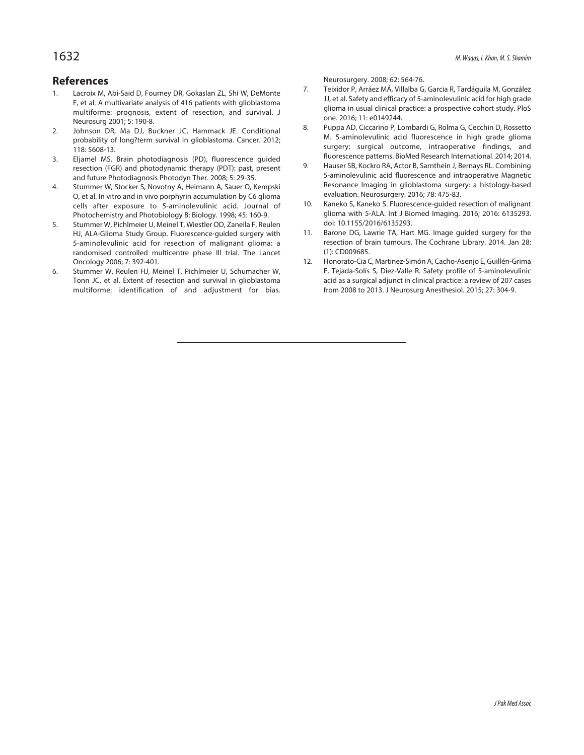## References

1. Lacroix M, Abi-Said D, Fourney DR, Gokaslan ZL, Shi W, DeMonte F, et al. A multivariate analysis of 416 patients with glioblastoma multiforme: prognosis, extent of resection, and survival. J Neurosurg 2001; 5: 190-8.
2. Johnson DR, Ma DJ, Buckner JC, Hammack JE. Conditional probability of long?term survival in glioblastoma. Cancer. 2012; 118: 5608-13.
3. Eljamel MS. Brain photodiagnosis (PD), fluorescence guided resection (FGR) and photodynamic therapy (PDT): past, present and future Photodiagnosis Photodyn Ther. 2008; 5: 29-35.
4. Stummer W, Stocker S, Novotny A, Heimann A, Sauer O, Kempski O, et al. In vitro and in vivo porphyrin accumulation by C6 glioma cells after exposure to 5-aminolevulinic acid. Journal of Photochemistry and Photobiology B: Biology. 1998; 45: 160-9.
5. Stummer W, Pichlmeier U, Meinel T, Wiestler OD, Zanella F, Reulen HJ, ALA-Glioma Study Group. Fluorescence-guided surgery with 5-aminolevulinic acid for resection of malignant glioma: a randomised controlled multicentre phase III trial. The Lancet Oncology 2006; 7: 392-401.
6. Stummer W, Reulen HJ, Meinel T, Pichlmeier U, Schumacher W, Tonn JC, et al. Extent of resection and survival in glioblastoma multiforme: identification of and adjustment for bias. Neurosurgery. 2008; 62: 564-76.
7. Teixidor P, Arráez MÁ, Villalba G, Garcia R, Tardáguila M, González JJ, et al. Safety and efficacy of 5-aminolevulinic acid for high grade glioma in usual clinical practice: a prospective cohort study. PloS one. 2016; 11: e0149244.
8. Puppa AD, Ciccarino P, Lombardi G, Rolma G, Cecchin D, Rossetto M. 5-aminolevulinic acid fluorescence in high grade glioma surgery: surgical outcome, intraoperative findings, and fluorescence patterns. BioMed Research International. 2014; 2014.
9. Hauser SB, Kockro RA, Actor B, Sarnthein J, Bernays RL. Combining 5-aminolevulinic acid fluorescence and intraoperative Magnetic Resonance Imaging in glioblastoma surgery: a histology-based evaluation. Neurosurgery. 2016; 78: 475-83.
10. Kaneko S, Kaneko S. Fluorescence-guided resection of malignant glioma with 5-ALA. Int J Biomed Imaging. 2016; 2016: 6135293. doi: 10.1155/2016/6135293.
11. Barone DG, Lawrie TA, Hart MG. Image guided surgery for the resection of brain tumours. The Cochrane Library. 2014. Jan 28; (1): CD009685.
12. Honorato-Cia C, Martinez-Simón A, Cacho-Asenjo E, Guillén-Grima F, Tejada-Solís S, Diez-Valle R. Safety profile of 5-aminolevulinic acid as a surgical adjunct in clinical practice: a review of 207 cases from 2008 to 2013. J Neurosurg Anesthesiol. 2015; 27: 304-9.